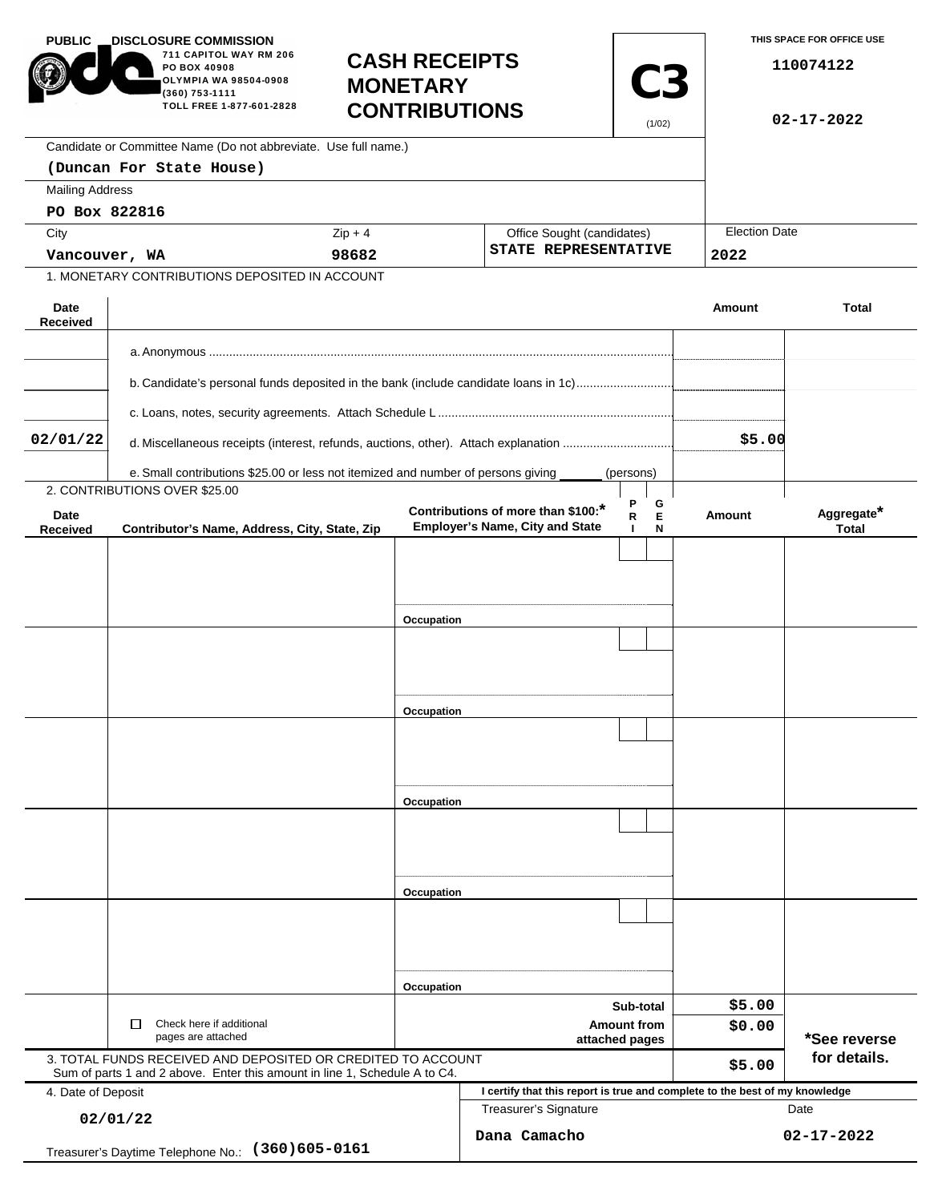PUBLIC DISCLOSURE COMMISSION
711 CAPITOL WAY RM 206
PO BOX 40908
OLYMPIA WA 98504-0908
(360) 753-1111
TOLL FREE 1-877-601-2828

# CASH RECEIPTS MONETARY CONTRIBUTIONS

**C3** (1/02)

THIS SPACE FOR OFFICE USE

110074122

02-17-2022

Candidate or Committee Name (Do not abbreviate. Use full name.)
**(Duncan For State House)**

Mailing Address
**PO Box 822816**

| City | Zip + 4 | Office Sought (candidates) | Election Date |
|---|---|---|---|
| Vancouver, WA | 98682 | STATE REPRESENTATIVE | 2022 |

1. MONETARY CONTRIBUTIONS DEPOSITED IN ACCOUNT

| Date Received | | Amount | Total |
|---|---|---|---|
| | a. Anonymous | | |
| | b. Candidate's personal funds deposited in the bank (include candidate loans in 1c) | | |
| | c. Loans, notes, security agreements. Attach Schedule L | | |
| 02/01/22 | d. Miscellaneous receipts (interest, refunds, auctions, other). Attach explanation | $5.00 | |
| | e. Small contributions $25.00 or less not itemized and number of persons giving ______ (persons) | | |

2. CONTRIBUTIONS OVER $25.00

| Date Received | Contributor's Name, Address, City, State, Zip | Contributions of more than $100:* Employer's Name, City and State | PRI | GEN | Amount | Aggregate* Total |
|---|---|---|---|---|---|---|
| | | Occupation | | | | |
| | | Occupation | | | | |
| | | Occupation | | | | |
| | | Occupation | | | | |
| | | Occupation | | | | |

| | | Amount |
|---|---|---|
| ☐ Check here if additional pages are attached | Sub-total | $5.00 |
| | Amount from attached pages | $0.00 |

*See reverse for details.

3. TOTAL FUNDS RECEIVED AND DEPOSITED OR CREDITED TO ACCOUNT
Sum of parts 1 and 2 above. Enter this amount in line 1, Schedule A to C4. **$5.00**

4. Date of Deposit
**02/01/22**

Treasurer's Daytime Telephone No.: **(360)605-0161**

I certify that this report is true and complete to the best of my knowledge

| Treasurer's Signature | Date |
|---|---|
| Dana Camacho | 02-17-2022 |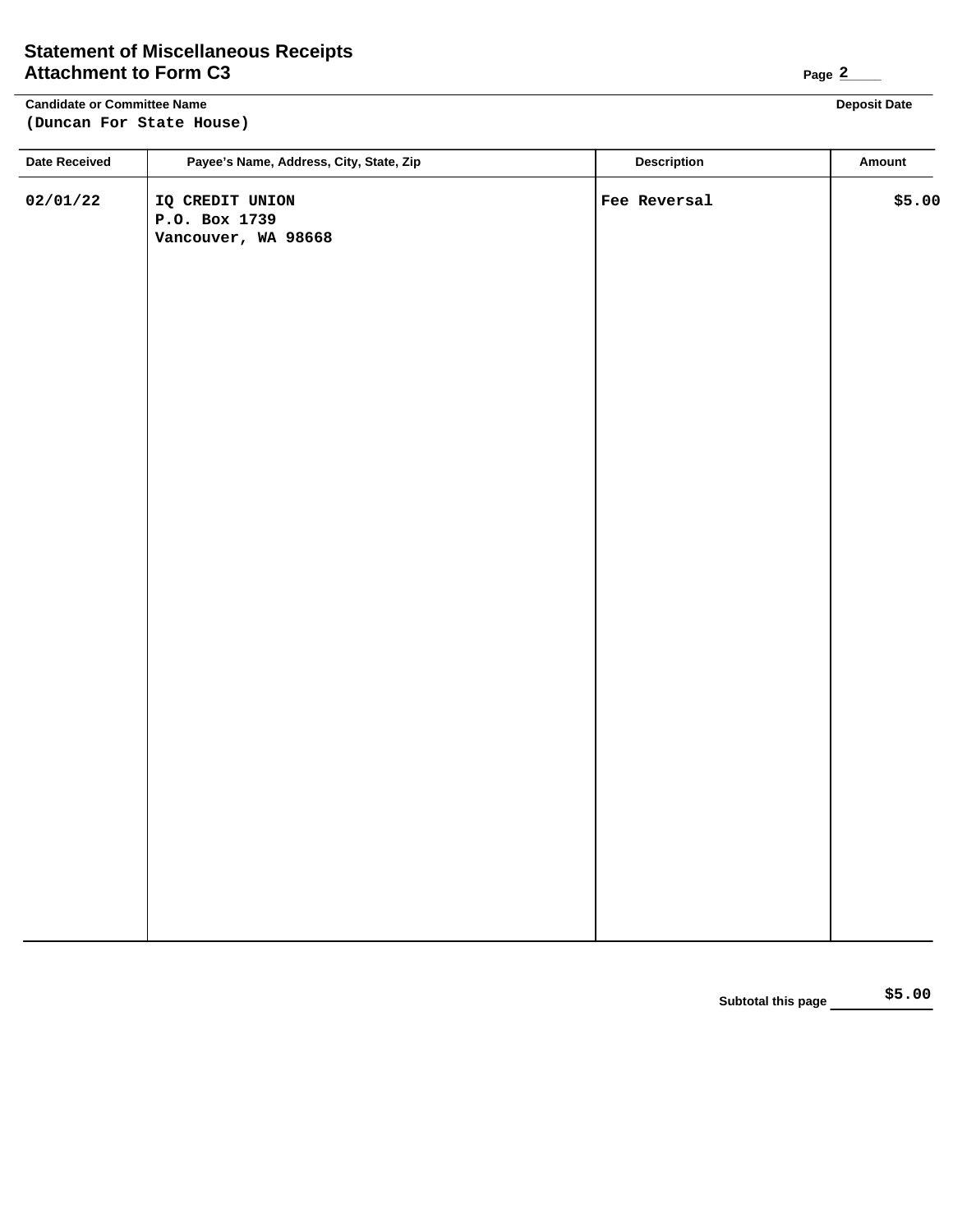**Statement of Miscellaneous Receipts**
**Attachment to Form C3**

Page 2

**Candidate or Committee Name**
(Duncan For State House)

**Deposit Date**

| Date Received | Payee's Name, Address, City, State, Zip | Description | Amount |
|---|---|---|---|
| 02/01/22 | IQ CREDIT UNION<br>P.O. Box 1739<br>Vancouver, WA 98668 | Fee Reversal | $5.00 |

Subtotal this page $5.00